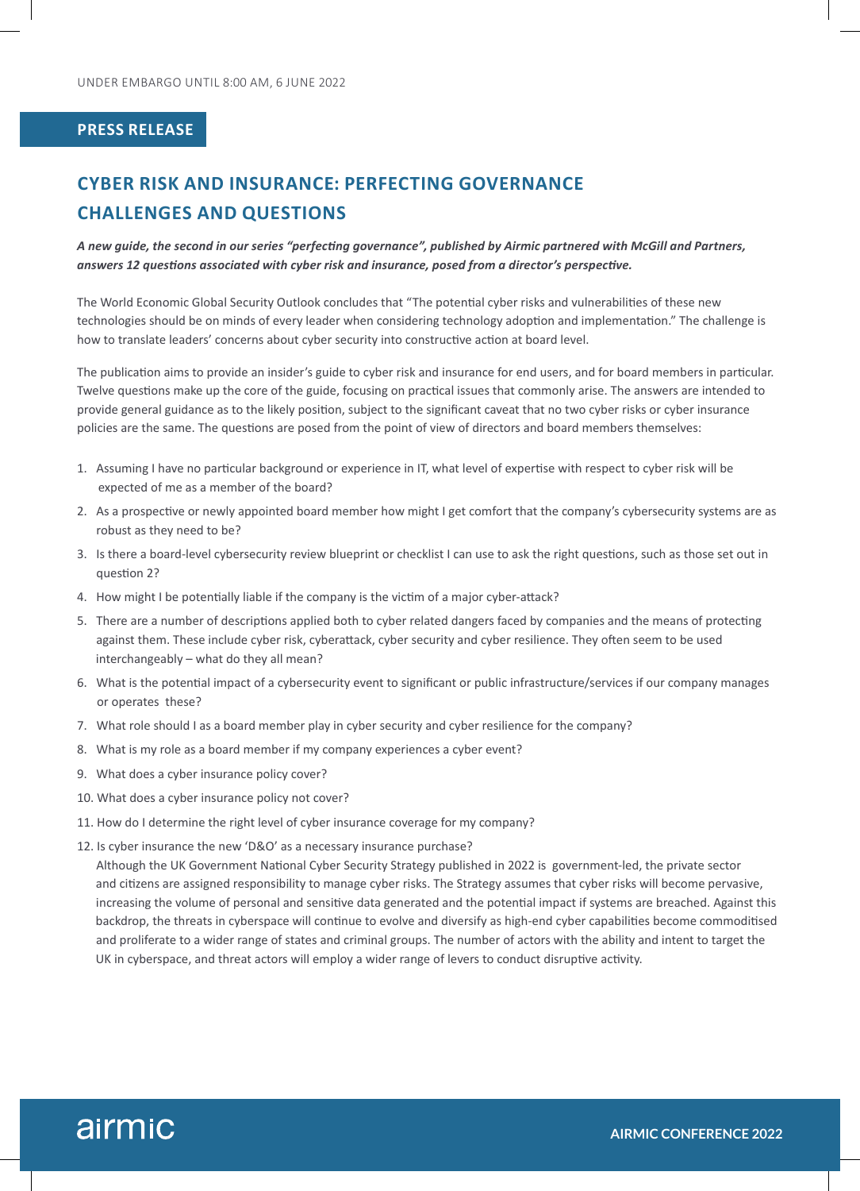UNDER EMBARGO UNTIL 8:00 AM, 6 JUNE 2022

**PRESS RELEASE**

# CYBER RISK AND INSURANCE: PERFECTING GOVERNANCE CHALLENGES AND QUESTIONS

***A new guide, the second in our series "perfecting governance", published by Airmic partnered with McGill and Partners, answers 12 questions associated with cyber risk and insurance, posed from a director's perspective.***

The World Economic Global Security Outlook concludes that "The potential cyber risks and vulnerabilities of these new technologies should be on minds of every leader when considering technology adoption and implementation." The challenge is how to translate leaders' concerns about cyber security into constructive action at board level.

The publication aims to provide an insider's guide to cyber risk and insurance for end users, and for board members in particular. Twelve questions make up the core of the guide, focusing on practical issues that commonly arise. The answers are intended to provide general guidance as to the likely position, subject to the significant caveat that no two cyber risks or cyber insurance policies are the same. The questions are posed from the point of view of directors and board members themselves:

1. Assuming I have no particular background or experience in IT, what level of expertise with respect to cyber risk will be expected of me as a member of the board?
2. As a prospective or newly appointed board member how might I get comfort that the company's cybersecurity systems are as robust as they need to be?
3. Is there a board-level cybersecurity review blueprint or checklist I can use to ask the right questions, such as those set out in question 2?
4. How might I be potentially liable if the company is the victim of a major cyber-attack?
5. There are a number of descriptions applied both to cyber related dangers faced by companies and the means of protecting against them. These include cyber risk, cyberattack, cyber security and cyber resilience. They often seem to be used interchangeably – what do they all mean?
6. What is the potential impact of a cybersecurity event to significant or public infrastructure/services if our company manages or operates these?
7. What role should I as a board member play in cyber security and cyber resilience for the company?
8. What is my role as a board member if my company experiences a cyber event?
9. What does a cyber insurance policy cover?
10. What does a cyber insurance policy not cover?
11. How do I determine the right level of cyber insurance coverage for my company?
12. Is cyber insurance the new 'D&O' as a necessary insurance purchase?

Although the UK Government National Cyber Security Strategy published in 2022 is government-led, the private sector and citizens are assigned responsibility to manage cyber risks. The Strategy assumes that cyber risks will become pervasive, increasing the volume of personal and sensitive data generated and the potential impact if systems are breached. Against this backdrop, the threats in cyberspace will continue to evolve and diversify as high-end cyber capabilities become commoditised and proliferate to a wider range of states and criminal groups. The number of actors with the ability and intent to target the UK in cyberspace, and threat actors will employ a wider range of levers to conduct disruptive activity.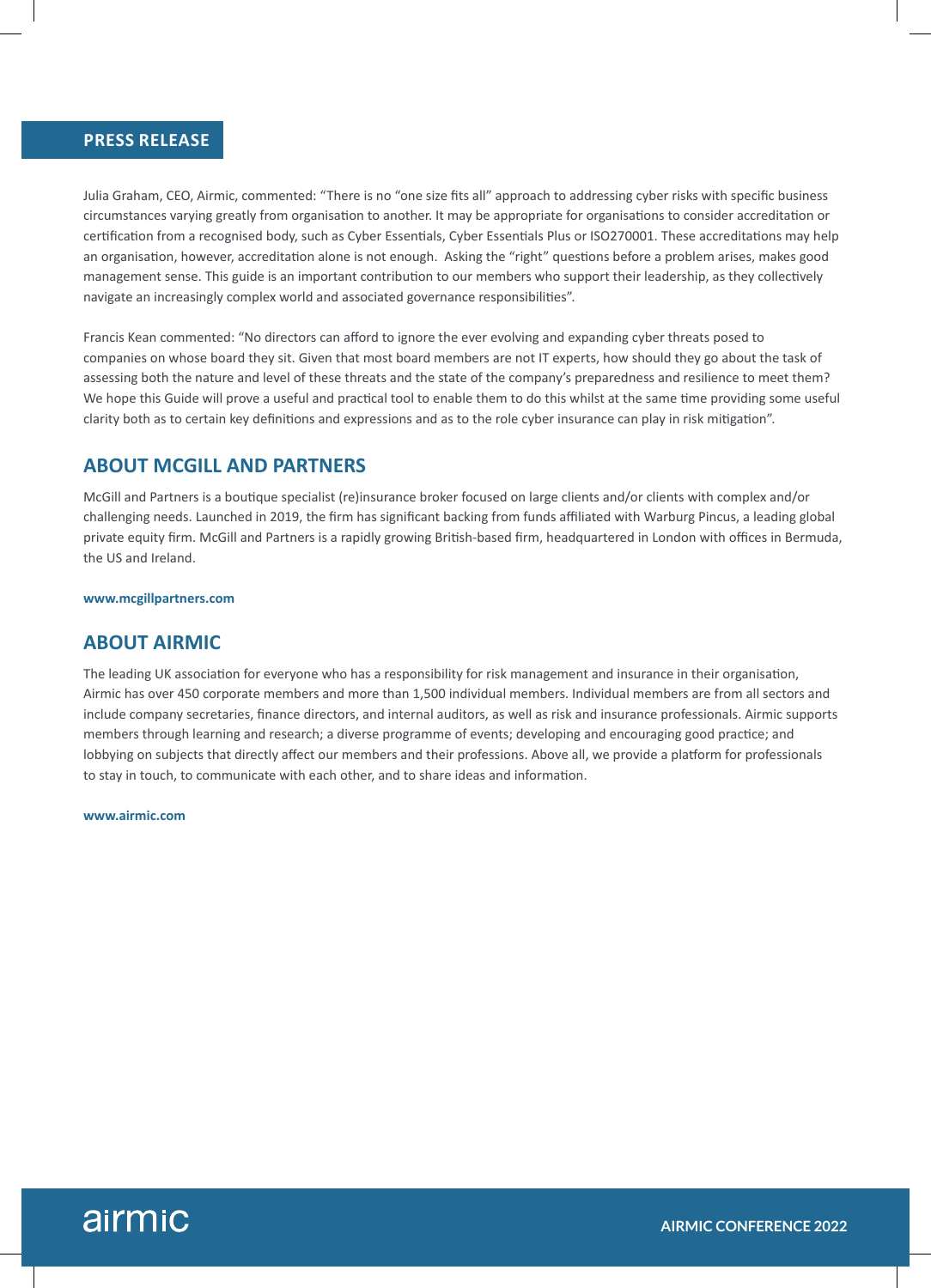**PRESS RELEASE**

Julia Graham, CEO, Airmic, commented: "There is no "one size fits all" approach to addressing cyber risks with specific business circumstances varying greatly from organisation to another. It may be appropriate for organisations to consider accreditation or certification from a recognised body, such as Cyber Essentials, Cyber Essentials Plus or ISO270001. These accreditations may help an organisation, however, accreditation alone is not enough. Asking the "right" questions before a problem arises, makes good management sense. This guide is an important contribution to our members who support their leadership, as they collectively navigate an increasingly complex world and associated governance responsibilities".

Francis Kean commented: "No directors can afford to ignore the ever evolving and expanding cyber threats posed to companies on whose board they sit. Given that most board members are not IT experts, how should they go about the task of assessing both the nature and level of these threats and the state of the company's preparedness and resilience to meet them? We hope this Guide will prove a useful and practical tool to enable them to do this whilst at the same time providing some useful clarity both as to certain key definitions and expressions and as to the role cyber insurance can play in risk mitigation".

## ABOUT MCGILL AND PARTNERS

McGill and Partners is a boutique specialist (re)insurance broker focused on large clients and/or clients with complex and/or challenging needs. Launched in 2019, the firm has significant backing from funds affiliated with Warburg Pincus, a leading global private equity firm. McGill and Partners is a rapidly growing British-based firm, headquartered in London with offices in Bermuda, the US and Ireland.

**www.mcgillpartners.com**

## ABOUT AIRMIC

The leading UK association for everyone who has a responsibility for risk management and insurance in their organisation, Airmic has over 450 corporate members and more than 1,500 individual members. Individual members are from all sectors and include company secretaries, finance directors, and internal auditors, as well as risk and insurance professionals. Airmic supports members through learning and research; a diverse programme of events; developing and encouraging good practice; and lobbying on subjects that directly affect our members and their professions. Above all, we provide a platform for professionals to stay in touch, to communicate with each other, and to share ideas and information.

**www.airmic.com**